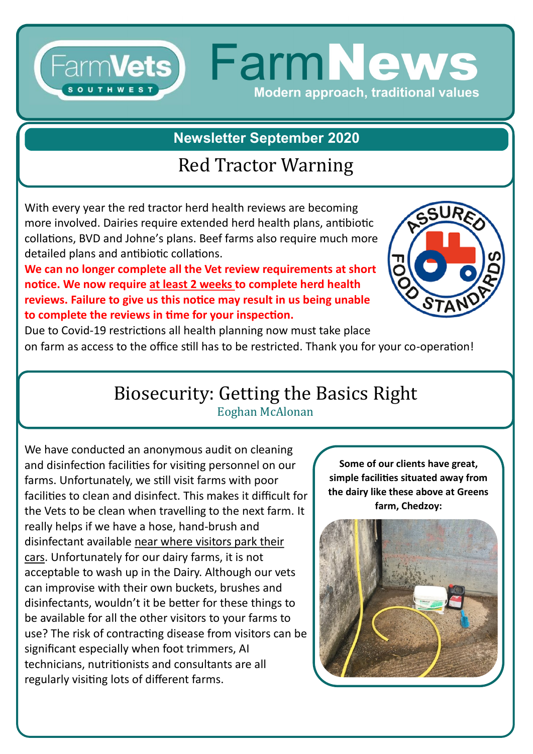# FarmVets SOUTHWEST

# FarmNews

Modern approach, traditional values

## Newsletter September 2020

## Red Tractor Warning

With every year the red tractor herd health reviews are becoming more involved. Dairies require extended herd health plans, antibiotic collations, BVD and Johne's plans. Beef farms also require much more detailed plans and antibiotic collations.

**We can no longer complete all the Vet review requirements at short notice. We now require at least 2 weeks to complete herd health reviews. Failure to give us this notice may result in us being unable to complete the reviews in time for your inspection.**

Due to Covid-19 restrictions all health planning now must take place on farm as access to the office still has to be restricted. Thank you for your co-operation!

## Biosecurity: Getting the Basics Right

Eoghan McAlonan

We have conducted an anonymous audit on cleaning and disinfection facilities for visiting personnel on our farms. Unfortunately, we still visit farms with poor facilities to clean and disinfect. This makes it difficult for the Vets to be clean when travelling to the next farm. It really helps if we have a hose, hand-brush and disinfectant available near where visitors park their cars. Unfortunately for our dairy farms, it is not acceptable to wash up in the Dairy. Although our vets can improvise with their own buckets, brushes and disinfectants, wouldn't it be better for these things to be available for all the other visitors to your farms to use? The risk of contracting disease from visitors can be significant especially when foot trimmers, AI technicians, nutritionists and consultants are all regularly visiting lots of different farms.

**Some of our clients have great, simple facilities situated away from the dairy like these above at Greens farm, Chedzoy:**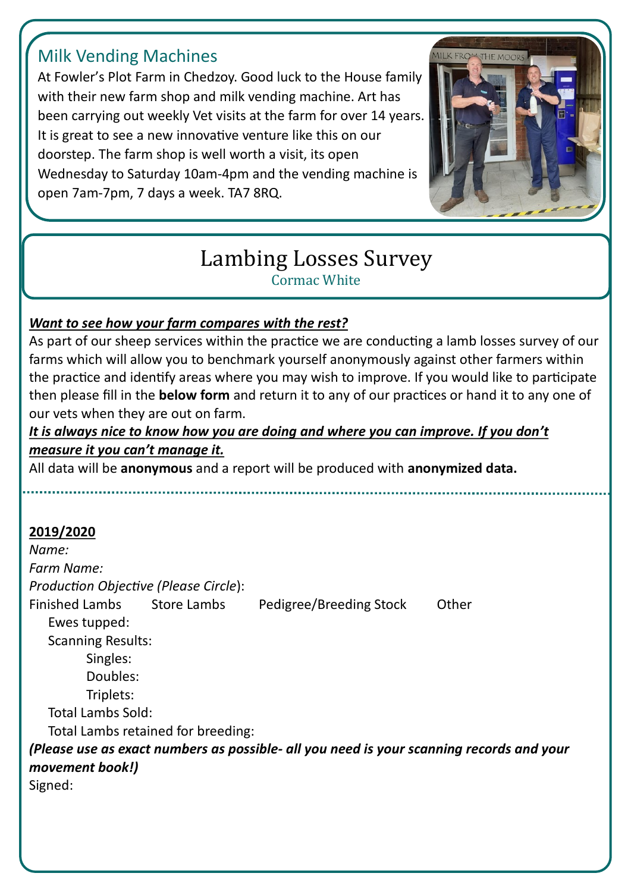## Milk Vending Machines

At Fowler's Plot Farm in Chedzoy. Good luck to the House family with their new farm shop and milk vending machine. Art has been carrying out weekly Vet visits at the farm for over 14 years. It is great to see a new innovative venture like this on our doorstep. The farm shop is well worth a visit, its open Wednesday to Saturday 10am-4pm and the vending machine is open 7am-7pm, 7 days a week. TA7 8RQ.

# Lambing Losses Survey

Cormac White

***Want to see how your farm compares with the rest?***

As part of our sheep services within the practice we are conducting a lamb losses survey of our farms which will allow you to benchmark yourself anonymously against other farmers within the practice and identify areas where you may wish to improve. If you would like to participate then please fill in the **below form** and return it to any of our practices or hand it to any one of our vets when they are out on farm.

***It is always nice to know how you are doing and where you can improve. If you don't measure it you can't manage it.***

All data will be **anonymous** and a report will be produced with **anonymized data.**

---

**2019/2020**

*Name:*

*Farm Name:*

*Production Objective (Please Circle*):

Finished Lambs    Store Lambs    Pedigree/Breeding Stock    Other

- Ewes tupped:
- Scanning Results:
  - Singles:
  - Doubles:
  - Triplets:
- Total Lambs Sold:
- Total Lambs retained for breeding:

***(Please use as exact numbers as possible- all you need is your scanning records and your movement book!)***

Signed: